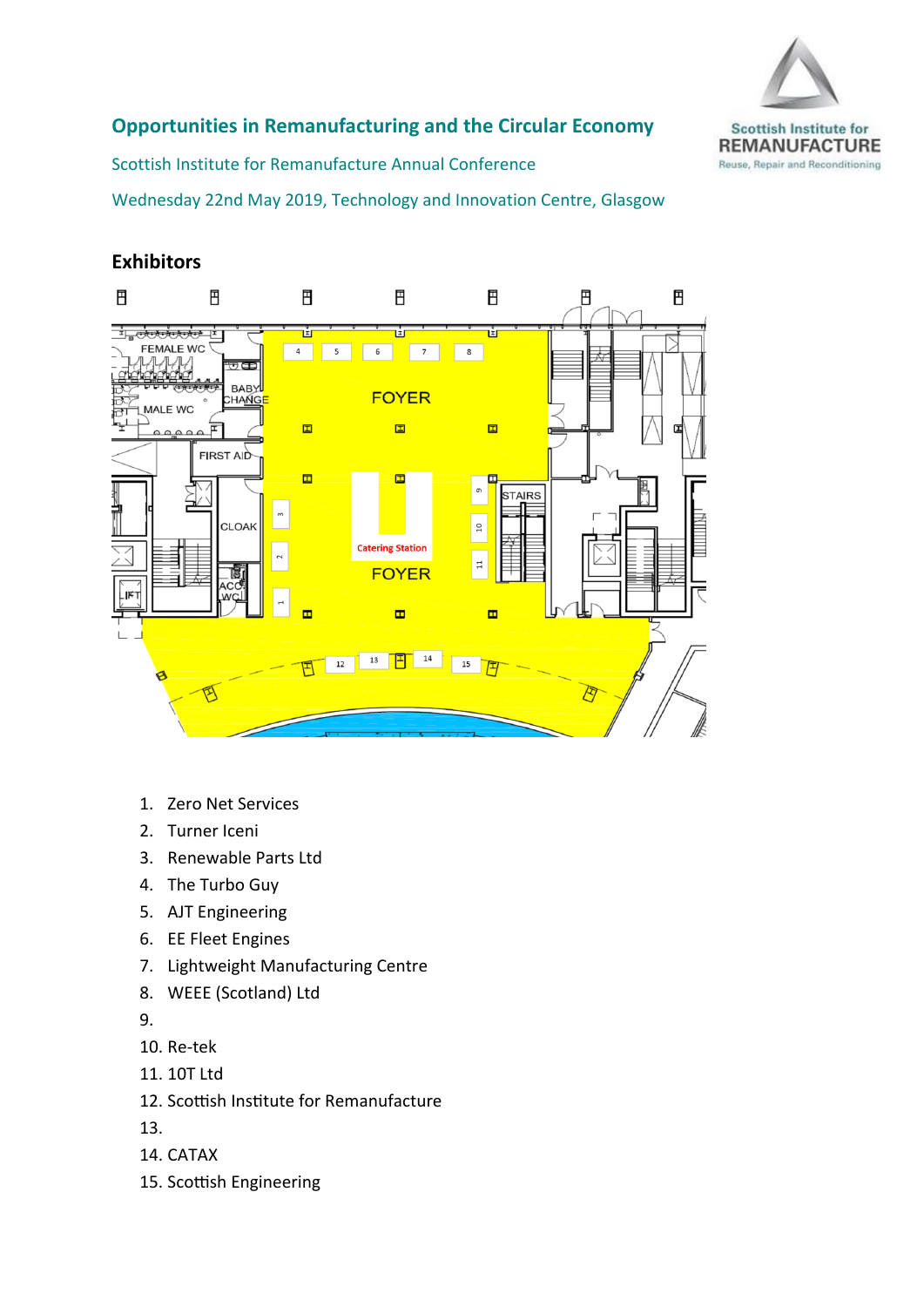## Opportunities in Remanufacturing and the Circular Economy

Scottish Institute for Remanufacture Annual Conference

Wednesday 22nd May 2019, Technology and Innovation Centre, Glasgow

## Exhibitors

1. Zero Net Services
2. Turner Iceni
3. Renewable Parts Ltd
4. The Turbo Guy
5. AJT Engineering
6. EE Fleet Engines
7. Lightweight Manufacturing Centre
8. WEEE (Scotland) Ltd
9. 
10. Re-tek
11. 10T Ltd
12. Scottish Institute for Remanufacture
13. 
14. CATAX
15. Scottish Engineering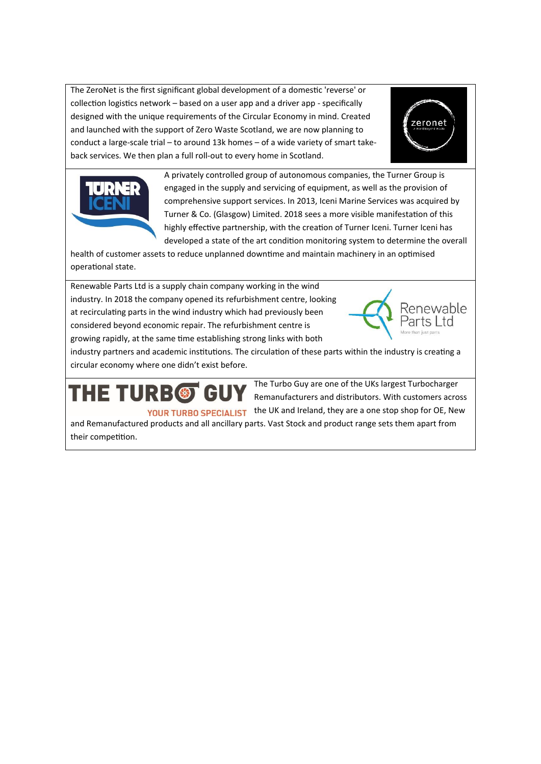The ZeroNet is the first significant global development of a domestic 'reverse' or collection logistics network – based on a user app and a driver app - specifically designed with the unique requirements of the Circular Economy in mind. Created and launched with the support of Zero Waste Scotland, we are now planning to conduct a large-scale trial – to around 13k homes – of a wide variety of smart take-back services. We then plan a full roll-out to every home in Scotland.

A privately controlled group of autonomous companies, the Turner Group is engaged in the supply and servicing of equipment, as well as the provision of comprehensive support services. In 2013, Iceni Marine Services was acquired by Turner & Co. (Glasgow) Limited. 2018 sees a more visible manifestation of this highly effective partnership, with the creation of Turner Iceni. Turner Iceni has developed a state of the art condition monitoring system to determine the overall health of customer assets to reduce unplanned downtime and maintain machinery in an optimised operational state.

Renewable Parts Ltd is a supply chain company working in the wind industry. In 2018 the company opened its refurbishment centre, looking at recirculating parts in the wind industry which had previously been considered beyond economic repair. The refurbishment centre is growing rapidly, at the same time establishing strong links with both industry partners and academic institutions. The circulation of these parts within the industry is creating a circular economy where one didn't exist before.

The Turbo Guy are one of the UKs largest Turbocharger Remanufacturers and distributors. With customers across the UK and Ireland, they are a one stop shop for OE, New and Remanufactured products and all ancillary parts. Vast Stock and product range sets them apart from their competition.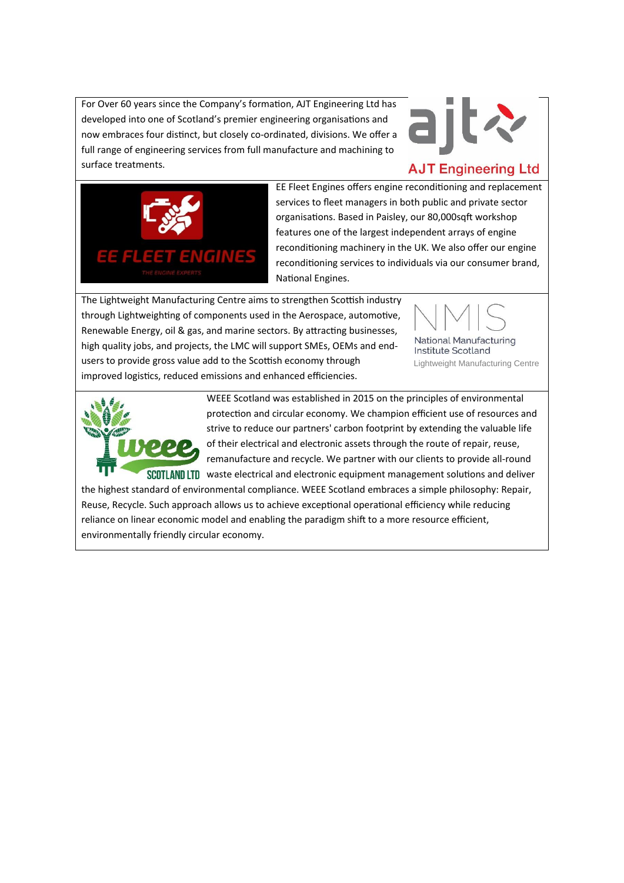For Over 60 years since the Company's formation, AJT Engineering Ltd has developed into one of Scotland's premier engineering organisations and now embraces four distinct, but closely co-ordinated, divisions. We offer a full range of engineering services from full manufacture and machining to surface treatments.

AJT Engineering Ltd

EE FLEET ENGINES

THE ENGINE EXPERTS

EE Fleet Engines offers engine reconditioning and replacement services to fleet managers in both public and private sector organisations. Based in Paisley, our 80,000sqft workshop features one of the largest independent arrays of engine reconditioning machinery in the UK. We also offer our engine reconditioning services to individuals via our consumer brand, National Engines.

The Lightweight Manufacturing Centre aims to strengthen Scottish industry through Lightweighting of components used in the Aerospace, automotive, Renewable Energy, oil & gas, and marine sectors. By attracting businesses, high quality jobs, and projects, the LMC will support SMEs, OEMs and end-users to provide gross value add to the Scottish economy through improved logistics, reduced emissions and enhanced efficiencies.

NMIS
National Manufacturing Institute Scotland
Lightweight Manufacturing Centre

weee SCOTLAND LTD

WEEE Scotland was established in 2015 on the principles of environmental protection and circular economy. We champion efficient use of resources and strive to reduce our partners' carbon footprint by extending the valuable life of their electrical and electronic assets through the route of repair, reuse, remanufacture and recycle. We partner with our clients to provide all-round waste electrical and electronic equipment management solutions and deliver the highest standard of environmental compliance. WEEE Scotland embraces a simple philosophy: Repair, Reuse, Recycle. Such approach allows us to achieve exceptional operational efficiency while reducing reliance on linear economic model and enabling the paradigm shift to a more resource efficient, environmentally friendly circular economy.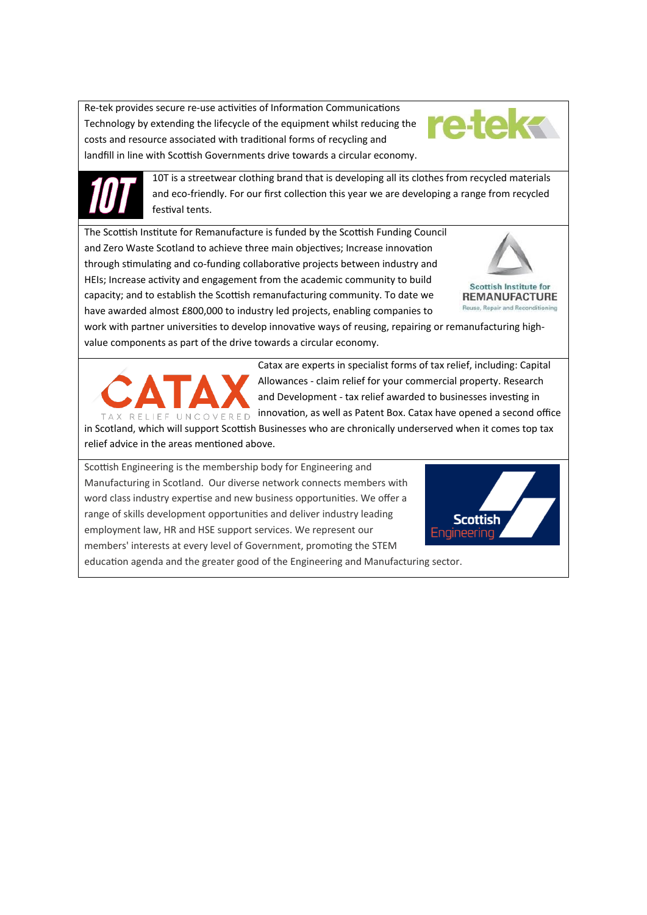Re-tek provides secure re-use activities of Information Communications Technology by extending the lifecycle of the equipment whilst reducing the costs and resource associated with traditional forms of recycling and landfill in line with Scottish Governments drive towards a circular economy.

10T is a streetwear clothing brand that is developing all its clothes from recycled materials and eco-friendly. For our first collection this year we are developing a range from recycled festival tents.

The Scottish Institute for Remanufacture is funded by the Scottish Funding Council and Zero Waste Scotland to achieve three main objectives; Increase innovation through stimulating and co-funding collaborative projects between industry and HEIs; Increase activity and engagement from the academic community to build capacity; and to establish the Scottish remanufacturing community. To date we have awarded almost £800,000 to industry led projects, enabling companies to work with partner universities to develop innovative ways of reusing, repairing or remanufacturing high-value components as part of the drive towards a circular economy.

Catax are experts in specialist forms of tax relief, including: Capital Allowances - claim relief for your commercial property. Research and Development - tax relief awarded to businesses investing in innovation, as well as Patent Box. Catax have opened a second office in Scotland, which will support Scottish Businesses who are chronically underserved when it comes top tax relief advice in the areas mentioned above.

Scottish Engineering is the membership body for Engineering and Manufacturing in Scotland. Our diverse network connects members with word class industry expertise and new business opportunities. We offer a range of skills development opportunities and deliver industry leading employment law, HR and HSE support services. We represent our members' interests at every level of Government, promoting the STEM education agenda and the greater good of the Engineering and Manufacturing sector.